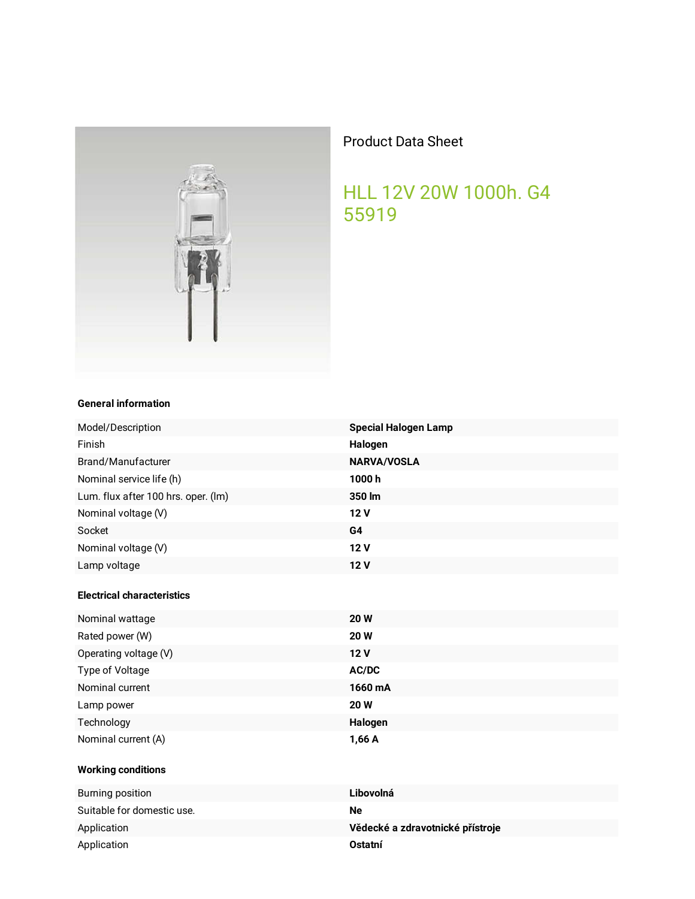Product Data Sheet

# HLL 12V 20W 1000h. G4 55919

### General information

| | |
|---|---|
| Model/Description | **Special Halogen Lamp** |
| Finish | **Halogen** |
| Brand/Manufacturer | **NARVA/VOSLA** |
| Nominal service life (h) | **1000 h** |
| Lum. flux after 100 hrs. oper. (lm) | **350 lm** |
| Nominal voltage (V) | **12 V** |
| Socket | **G4** |
| Nominal voltage (V) | **12 V** |
| Lamp voltage | **12 V** |

### Electrical characteristics

| | |
|---|---|
| Nominal wattage | **20 W** |
| Rated power (W) | **20 W** |
| Operating voltage (V) | **12 V** |
| Type of Voltage | **AC/DC** |
| Nominal current | **1660 mA** |
| Lamp power | **20 W** |
| Technology | **Halogen** |
| Nominal current (A) | **1,66 A** |

### Working conditions

| | |
|---|---|
| Burning position | **Libovolná** |
| Suitable for domestic use. | **Ne** |
| Application | **Vědecké a zdravotnické přístroje** |
| Application | **Ostatní** |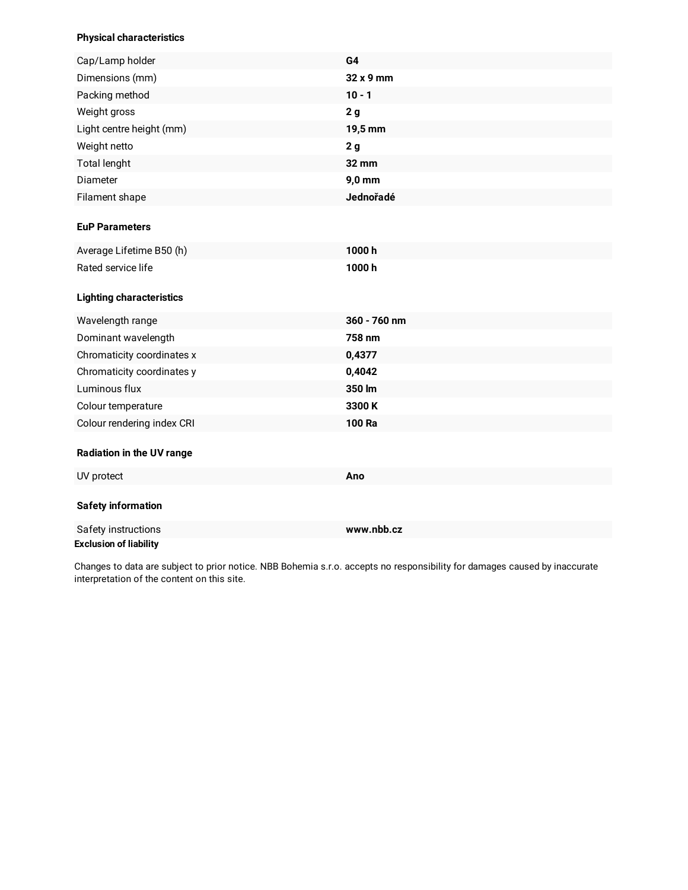### Physical characteristics

| | |
|---|---|
| Cap/Lamp holder | **G4** |
| Dimensions (mm) | **32 x 9 mm** |
| Packing method | **10 - 1** |
| Weight gross | **2 g** |
| Light centre height (mm) | **19,5 mm** |
| Weight netto | **2 g** |
| Total lenght | **32 mm** |
| Diameter | **9,0 mm** |
| Filament shape | **Jednořadé** |

### EuP Parameters

| | |
|---|---|
| Average Lifetime B50 (h) | **1000 h** |
| Rated service life | **1000 h** |

### Lighting characteristics

| | |
|---|---|
| Wavelength range | **360 - 760 nm** |
| Dominant wavelength | **758 nm** |
| Chromaticity coordinates x | **0,4377** |
| Chromaticity coordinates y | **0,4042** |
| Luminous flux | **350 lm** |
| Colour temperature | **3300 K** |
| Colour rendering index CRI | **100 Ra** |

### Radiation in the UV range

| | |
|---|---|
| UV protect | **Ano** |

### Safety information

| | |
|---|---|
| Safety instructions | **www.nbb.cz** |

**Exclusion of liability**

Changes to data are subject to prior notice. NBB Bohemia s.r.o. accepts no responsibility for damages caused by inaccurate interpretation of the content on this site.